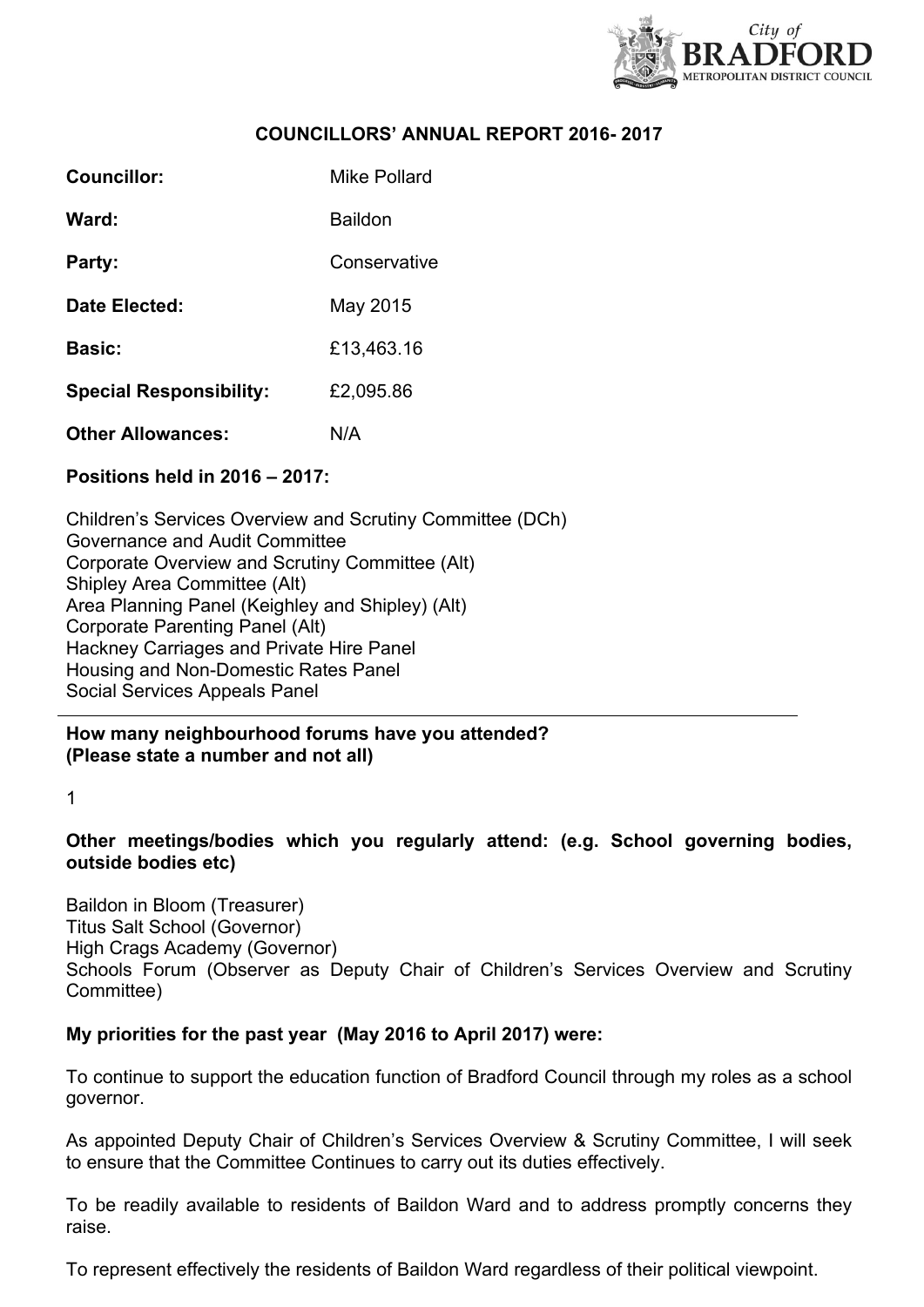City of BRADFORD METROPOLITAN DISTRICT COUNCIL

## COUNCILLORS' ANNUAL REPORT 2016- 2017

**Councillor:** Mike Pollard

**Ward:** Baildon

**Party:** Conservative

**Date Elected:** May 2015

**Basic:** £13,463.16

**Special Responsibility:** £2,095.86

**Other Allowances:** N/A

**Positions held in 2016 – 2017:**

Children's Services Overview and Scrutiny Committee (DCh)
Governance and Audit Committee
Corporate Overview and Scrutiny Committee (Alt)
Shipley Area Committee (Alt)
Area Planning Panel (Keighley and Shipley) (Alt)
Corporate Parenting Panel (Alt)
Hackney Carriages and Private Hire Panel
Housing and Non-Domestic Rates Panel
Social Services Appeals Panel

---

**How many neighbourhood forums have you attended? (Please state a number and not all)**

1

**Other meetings/bodies which you regularly attend: (e.g. School governing bodies, outside bodies etc)**

Baildon in Bloom (Treasurer)
Titus Salt School (Governor)
High Crags Academy (Governor)
Schools Forum (Observer as Deputy Chair of Children's Services Overview and Scrutiny Committee)

**My priorities for the past year (May 2016 to April 2017) were:**

To continue to support the education function of Bradford Council through my roles as a school governor.

As appointed Deputy Chair of Children's Services Overview & Scrutiny Committee, I will seek to ensure that the Committee Continues to carry out its duties effectively.

To be readily available to residents of Baildon Ward and to address promptly concerns they raise.

To represent effectively the residents of Baildon Ward regardless of their political viewpoint.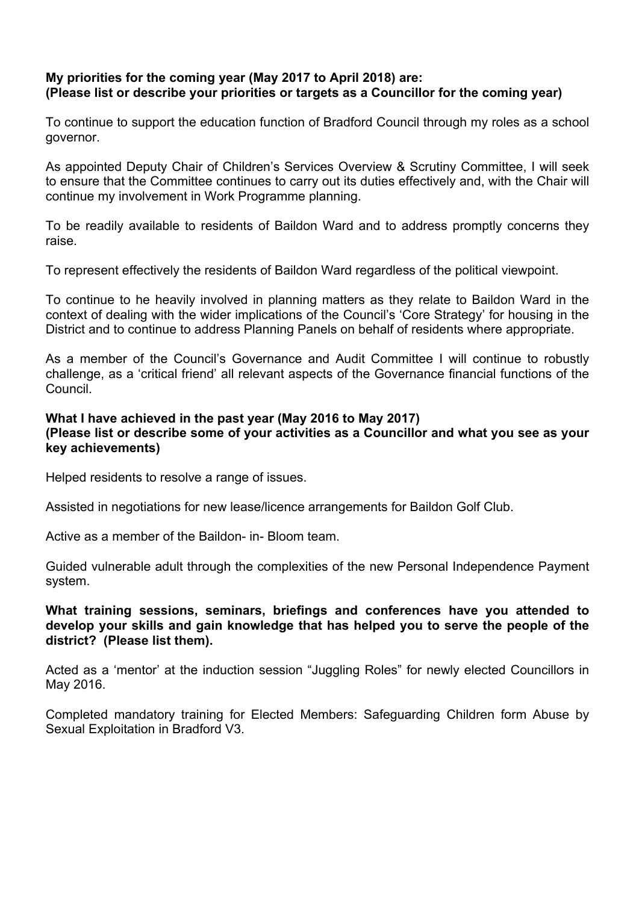**My priorities for the coming year (May 2017 to April 2018) are:**
**(Please list or describe your priorities or targets as a Councillor for the coming year)**

To continue to support the education function of Bradford Council through my roles as a school governor.

As appointed Deputy Chair of Children's Services Overview & Scrutiny Committee, I will seek to ensure that the Committee continues to carry out its duties effectively and, with the Chair will continue my involvement in Work Programme planning.

To be readily available to residents of Baildon Ward and to address promptly concerns they raise.

To represent effectively the residents of Baildon Ward regardless of the political viewpoint.

To continue to he heavily involved in planning matters as they relate to Baildon Ward in the context of dealing with the wider implications of the Council's 'Core Strategy' for housing in the District and to continue to address Planning Panels on behalf of residents where appropriate.

As a member of the Council's Governance and Audit Committee I will continue to robustly challenge, as a 'critical friend' all relevant aspects of the Governance financial functions of the Council.

**What I have achieved in the past year (May 2016 to May 2017)**
**(Please list or describe some of your activities as a Councillor and what you see as your key achievements)**

Helped residents to resolve a range of issues.

Assisted in negotiations for new lease/licence arrangements for Baildon Golf Club.

Active as a member of the Baildon- in- Bloom team.

Guided vulnerable adult through the complexities of the new Personal Independence Payment system.

**What training sessions, seminars, briefings and conferences have you attended to develop your skills and gain knowledge that has helped you to serve the people of the district? (Please list them).**

Acted as a 'mentor' at the induction session "Juggling Roles" for newly elected Councillors in May 2016.

Completed mandatory training for Elected Members: Safeguarding Children form Abuse by Sexual Exploitation in Bradford V3.